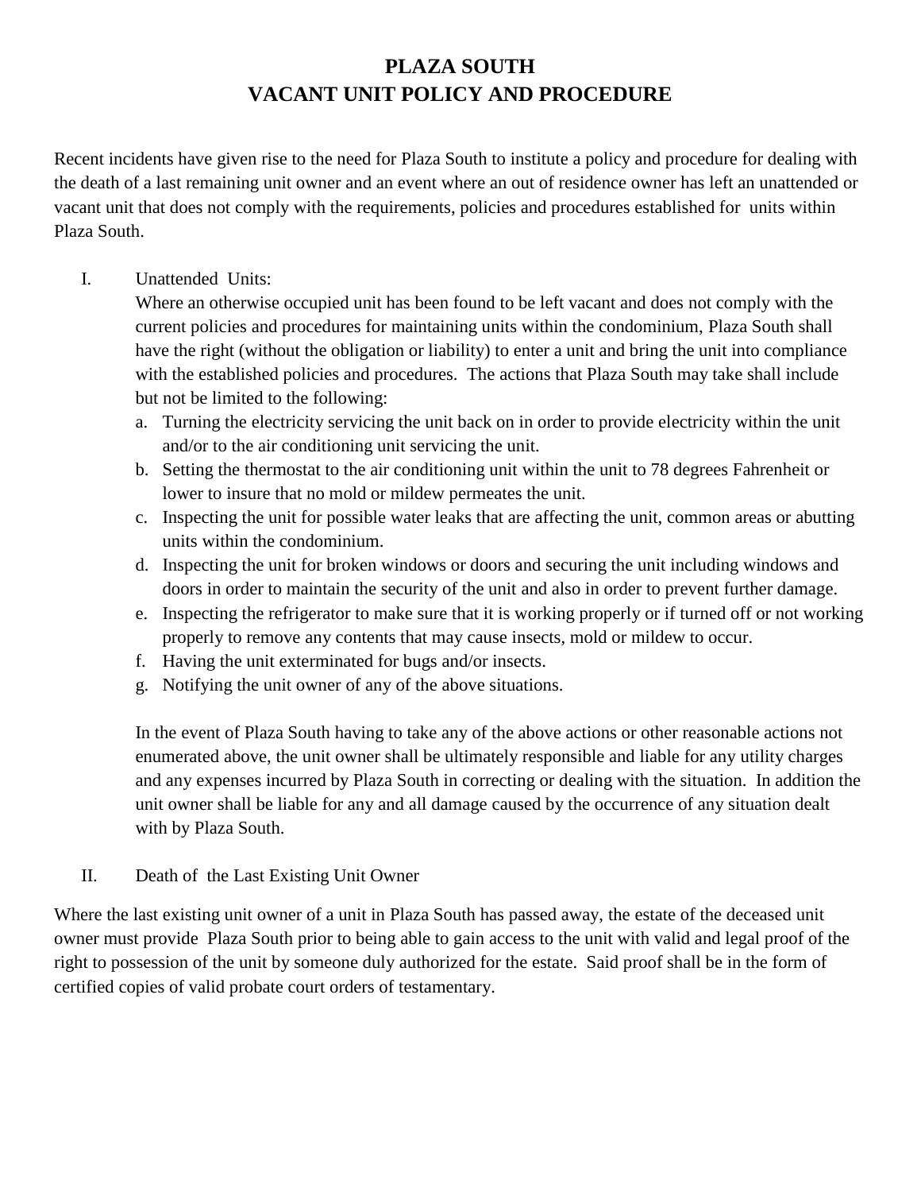# PLAZA SOUTH
# VACANT UNIT POLICY AND PROCEDURE

Recent incidents have given rise to the need for Plaza South to institute a policy and procedure for dealing with the death of a last remaining unit owner and an event where an out of residence owner has left an unattended or vacant unit that does not comply with the requirements, policies and procedures established for units within Plaza South.

I. Unattended Units:

Where an otherwise occupied unit has been found to be left vacant and does not comply with the current policies and procedures for maintaining units within the condominium, Plaza South shall have the right (without the obligation or liability) to enter a unit and bring the unit into compliance with the established policies and procedures. The actions that Plaza South may take shall include but not be limited to the following:

a. Turning the electricity servicing the unit back on in order to provide electricity within the unit and/or to the air conditioning unit servicing the unit.
b. Setting the thermostat to the air conditioning unit within the unit to 78 degrees Fahrenheit or lower to insure that no mold or mildew permeates the unit.
c. Inspecting the unit for possible water leaks that are affecting the unit, common areas or abutting units within the condominium.
d. Inspecting the unit for broken windows or doors and securing the unit including windows and doors in order to maintain the security of the unit and also in order to prevent further damage.
e. Inspecting the refrigerator to make sure that it is working properly or if turned off or not working properly to remove any contents that may cause insects, mold or mildew to occur.
f. Having the unit exterminated for bugs and/or insects.
g. Notifying the unit owner of any of the above situations.

In the event of Plaza South having to take any of the above actions or other reasonable actions not enumerated above, the unit owner shall be ultimately responsible and liable for any utility charges and any expenses incurred by Plaza South in correcting or dealing with the situation. In addition the unit owner shall be liable for any and all damage caused by the occurrence of any situation dealt with by Plaza South.

II. Death of the Last Existing Unit Owner

Where the last existing unit owner of a unit in Plaza South has passed away, the estate of the deceased unit owner must provide Plaza South prior to being able to gain access to the unit with valid and legal proof of the right to possession of the unit by someone duly authorized for the estate. Said proof shall be in the form of certified copies of valid probate court orders of testamentary.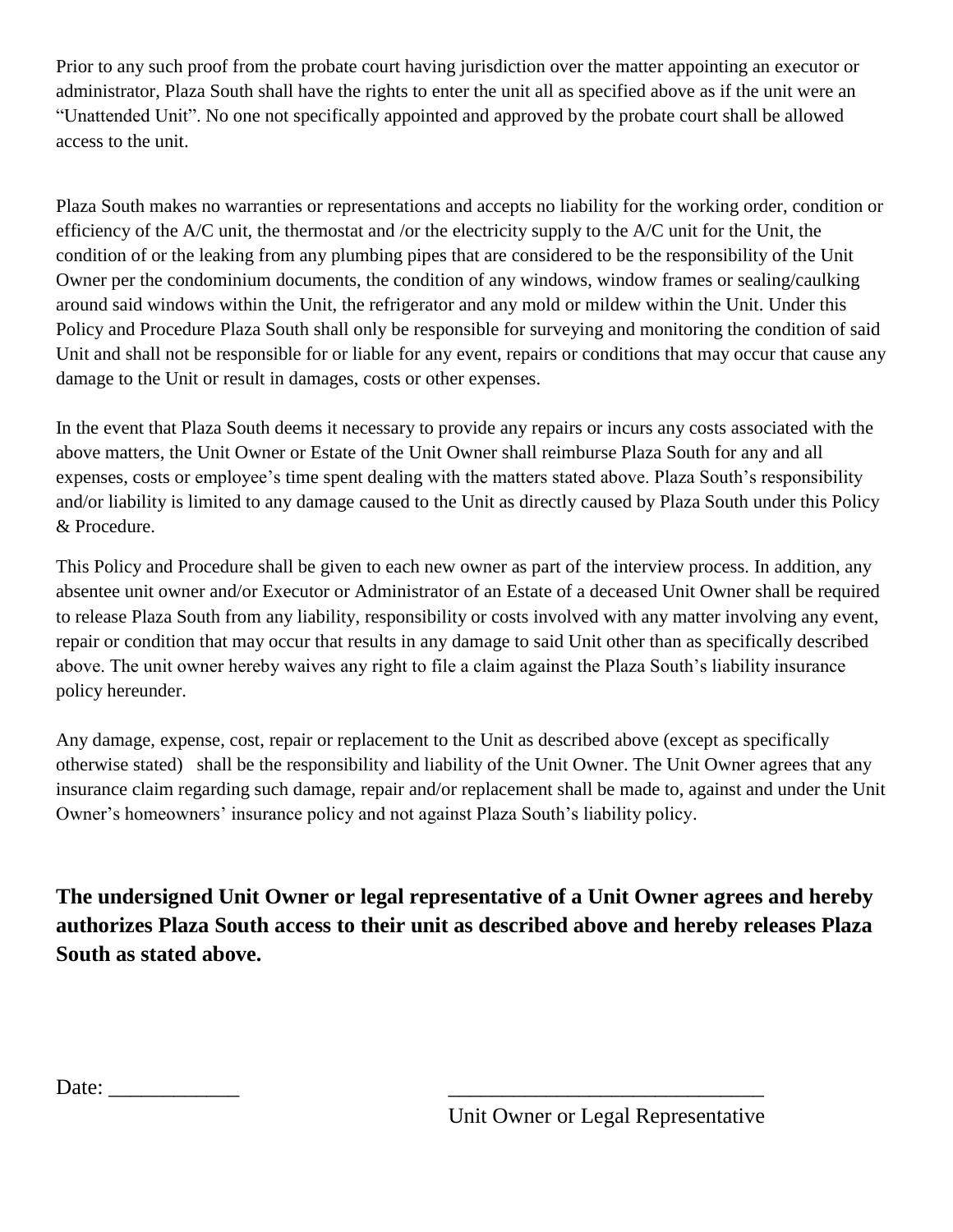Prior to any such proof from the probate court having jurisdiction over the matter appointing an executor or administrator, Plaza South shall have the rights to enter the unit all as specified above as if the unit were an "Unattended Unit". No one not specifically appointed and approved by the probate court shall be allowed access to the unit.

Plaza South makes no warranties or representations and accepts no liability for the working order, condition or efficiency of the A/C unit, the thermostat and /or the electricity supply to the A/C unit for the Unit, the condition of or the leaking from any plumbing pipes that are considered to be the responsibility of the Unit Owner per the condominium documents, the condition of any windows, window frames or sealing/caulking around said windows within the Unit, the refrigerator and any mold or mildew within the Unit. Under this Policy and Procedure Plaza South shall only be responsible for surveying and monitoring the condition of said Unit and shall not be responsible for or liable for any event, repairs or conditions that may occur that cause any damage to the Unit or result in damages, costs or other expenses.

In the event that Plaza South deems it necessary to provide any repairs or incurs any costs associated with the above matters, the Unit Owner or Estate of the Unit Owner shall reimburse Plaza South for any and all expenses, costs or employee's time spent dealing with the matters stated above. Plaza South's responsibility and/or liability is limited to any damage caused to the Unit as directly caused by Plaza South under this Policy & Procedure.

This Policy and Procedure shall be given to each new owner as part of the interview process. In addition, any absentee unit owner and/or Executor or Administrator of an Estate of a deceased Unit Owner shall be required to release Plaza South from any liability, responsibility or costs involved with any matter involving any event, repair or condition that may occur that results in any damage to said Unit other than as specifically described above. The unit owner hereby waives any right to file a claim against the Plaza South's liability insurance policy hereunder.

Any damage, expense, cost, repair or replacement to the Unit as described above (except as specifically otherwise stated) shall be the responsibility and liability of the Unit Owner. The Unit Owner agrees that any insurance claim regarding such damage, repair and/or replacement shall be made to, against and under the Unit Owner's homeowners' insurance policy and not against Plaza South's liability policy.

**The undersigned Unit Owner or legal representative of a Unit Owner agrees and hereby authorizes Plaza South access to their unit as described above and hereby releases Plaza South as stated above.**

Date: ____________ ______________________________

Unit Owner or Legal Representative